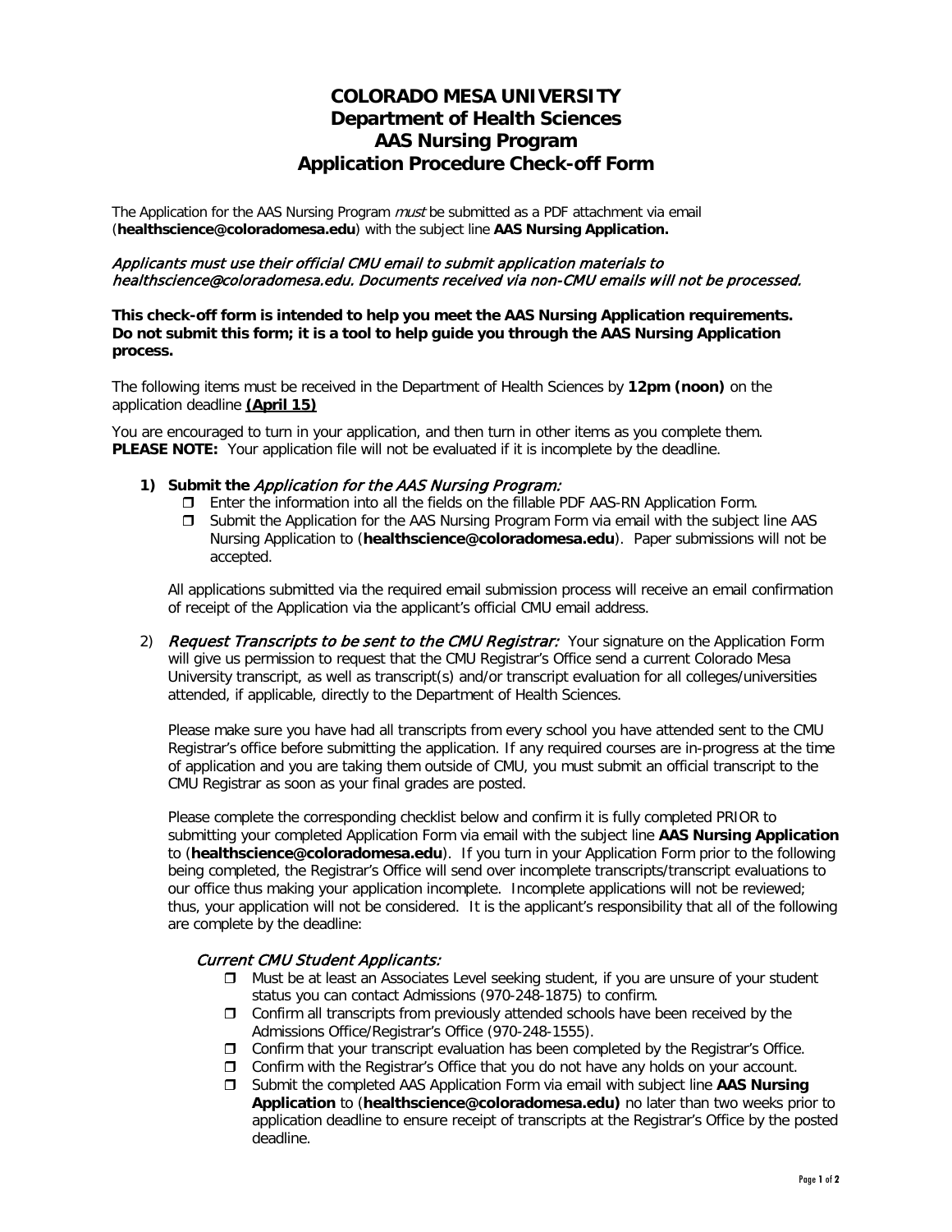# COLORADO MESA UNIVERSITY
## Department of Health Sciences
## AAS Nursing Program
## Application Procedure Check-off Form

The Application for the AAS Nursing Program *must* be submitted as a PDF attachment via email (**healthscience@coloradomesa.edu**) with the subject line **AAS Nursing Application.**

*Applicants must use their official CMU email to submit application materials to healthscience@coloradomesa.edu. Documents received via non-CMU emails will not be processed.*

**This check-off form is intended to help you meet the AAS Nursing Application requirements. Do not submit this form; it is a tool to help guide you through the AAS Nursing Application process.**

The following items must be received in the Department of Health Sciences by **12pm (noon)** on the application deadline **(April 15)**

You are encouraged to turn in your application, and then turn in other items as you complete them. **PLEASE NOTE:** Your application file will not be evaluated if it is incomplete by the deadline.

1) **Submit the** *Application for the AAS Nursing Program:*
   - ❒ Enter the information into all the fields on the fillable PDF AAS-RN Application Form.
   - ❒ Submit the Application for the AAS Nursing Program Form via email with the subject line AAS Nursing Application to (**healthscience@coloradomesa.edu**). Paper submissions will not be accepted.

   All applications submitted via the required email submission process will receive an email confirmation of receipt of the Application via the applicant's official CMU email address.

2) *Request Transcripts to be sent to the CMU Registrar:* Your signature on the Application Form will give us permission to request that the CMU Registrar's Office send a current Colorado Mesa University transcript, as well as transcript(s) and/or transcript evaluation for all colleges/universities attended, if applicable, directly to the Department of Health Sciences.

   Please make sure you have had all transcripts from every school you have attended sent to the CMU Registrar's office before submitting the application. If any required courses are in-progress at the time of application and you are taking them outside of CMU, you must submit an official transcript to the CMU Registrar as soon as your final grades are posted.

   Please complete the corresponding checklist below and confirm it is fully completed PRIOR to submitting your completed Application Form via email with the subject line **AAS Nursing Application** to (**healthscience@coloradomesa.edu**). If you turn in your Application Form prior to the following being completed, the Registrar's Office will send over incomplete transcripts/transcript evaluations to our office thus making your application incomplete. Incomplete applications will not be reviewed; thus, your application will not be considered. It is the applicant's responsibility that all of the following are complete by the deadline:

   *Current CMU Student Applicants:*
   - ❒ Must be at least an Associates Level seeking student, if you are unsure of your student status you can contact Admissions (970-248-1875) to confirm.
   - ❒ Confirm all transcripts from previously attended schools have been received by the Admissions Office/Registrar's Office (970-248-1555).
   - ❒ Confirm that your transcript evaluation has been completed by the Registrar's Office.
   - ❒ Confirm with the Registrar's Office that you do not have any holds on your account.
   - ❒ Submit the completed AAS Application Form via email with subject line **AAS Nursing Application** to (**healthscience@coloradomesa.edu)** no later than two weeks prior to application deadline to ensure receipt of transcripts at the Registrar's Office by the posted deadline.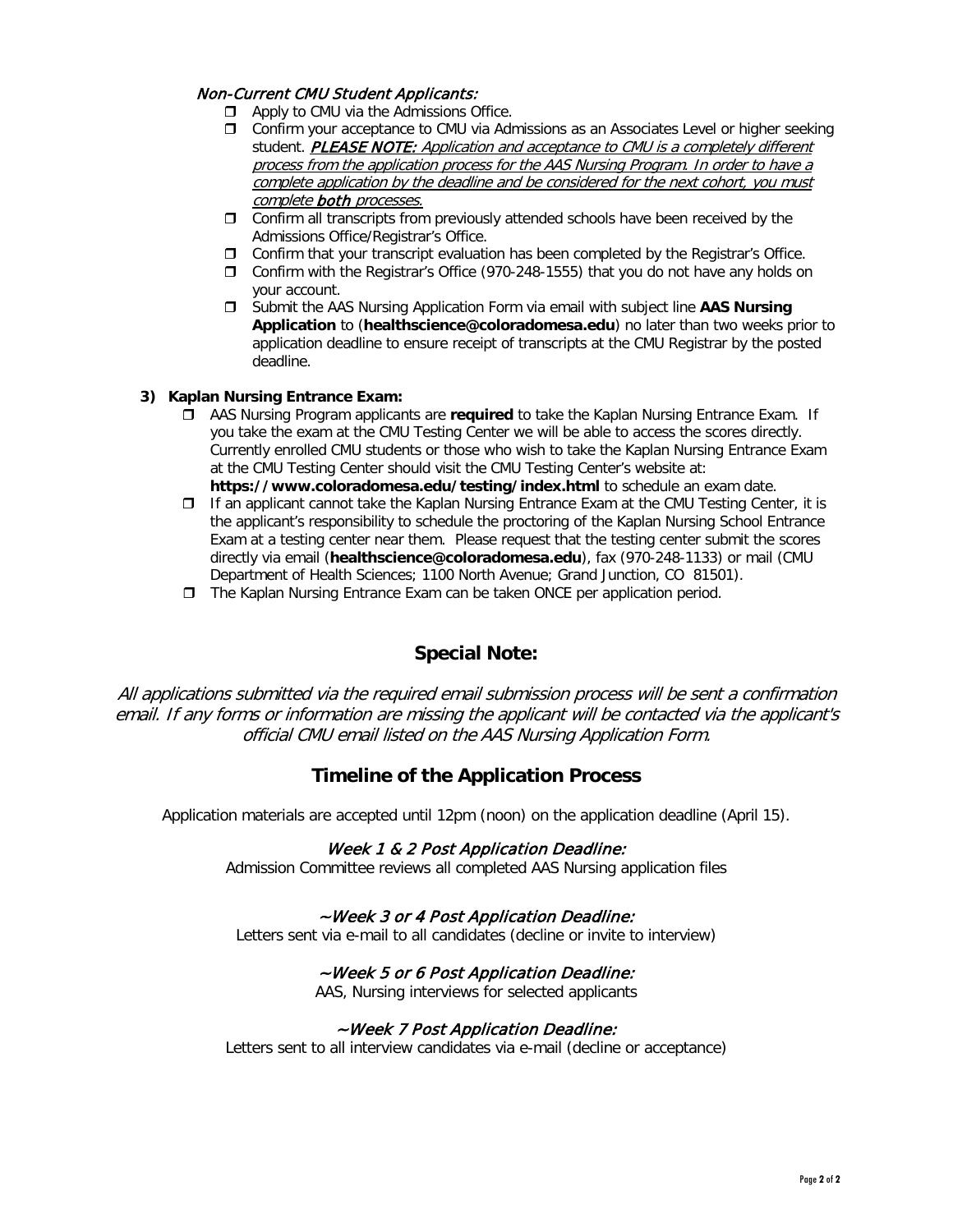### *Non-Current CMU Student Applicants:*

- ☐ Apply to CMU via the Admissions Office.
- ☐ Confirm your acceptance to CMU via Admissions as an Associates Level or higher seeking student. ***PLEASE NOTE:*** *Application and acceptance to CMU is a completely different process from the application process for the AAS Nursing Program. In order to have a complete application by the deadline and be considered for the next cohort, you must complete* ***both*** *processes.*
- ☐ Confirm all transcripts from previously attended schools have been received by the Admissions Office/Registrar's Office.
- ☐ Confirm that your transcript evaluation has been completed by the Registrar's Office.
- ☐ Confirm with the Registrar's Office (970-248-1555) that you do not have any holds on your account.
- ☐ Submit the AAS Nursing Application Form via email with subject line **AAS Nursing Application** to (**healthscience@coloradomesa.edu**) no later than two weeks prior to application deadline to ensure receipt of transcripts at the CMU Registrar by the posted deadline.

**3) Kaplan Nursing Entrance Exam:**

- ☐ AAS Nursing Program applicants are **required** to take the Kaplan Nursing Entrance Exam. If you take the exam at the CMU Testing Center we will be able to access the scores directly. Currently enrolled CMU students or those who wish to take the Kaplan Nursing Entrance Exam at the CMU Testing Center should visit the CMU Testing Center's website at: **https://www.coloradomesa.edu/testing/index.html** to schedule an exam date.
- ☐ If an applicant cannot take the Kaplan Nursing Entrance Exam at the CMU Testing Center, it is the applicant's responsibility to schedule the proctoring of the Kaplan Nursing School Entrance Exam at a testing center near them. Please request that the testing center submit the scores directly via email (**healthscience@coloradomesa.edu**), fax (970-248-1133) or mail (CMU Department of Health Sciences; 1100 North Avenue; Grand Junction, CO 81501).
- ☐ The Kaplan Nursing Entrance Exam can be taken ONCE per application period.

## Special Note:

*All applications submitted via the required email submission process will be sent a confirmation email. If any forms or information are missing the applicant will be contacted via the applicant's official CMU email listed on the AAS Nursing Application Form.*

## Timeline of the Application Process

Application materials are accepted until 12pm (noon) on the application deadline (April 15).

*Week 1 & 2 Post Application Deadline:*
Admission Committee reviews all completed AAS Nursing application files

*~Week 3 or 4 Post Application Deadline:*
Letters sent via e-mail to all candidates (decline or invite to interview)

*~Week 5 or 6 Post Application Deadline:*
AAS, Nursing interviews for selected applicants

*~Week 7 Post Application Deadline:*
Letters sent to all interview candidates via e-mail (decline or acceptance)